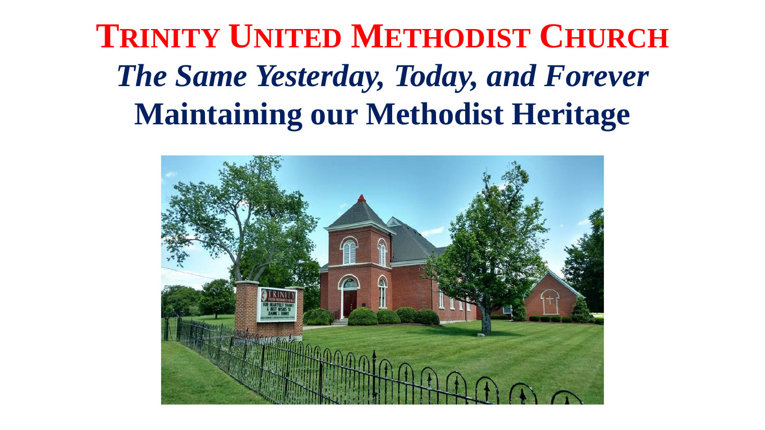# TRINITY UNITED METHODIST CHURCH

## *The Same Yesterday, Today, and Forever*

## Maintaining our Methodist Heritage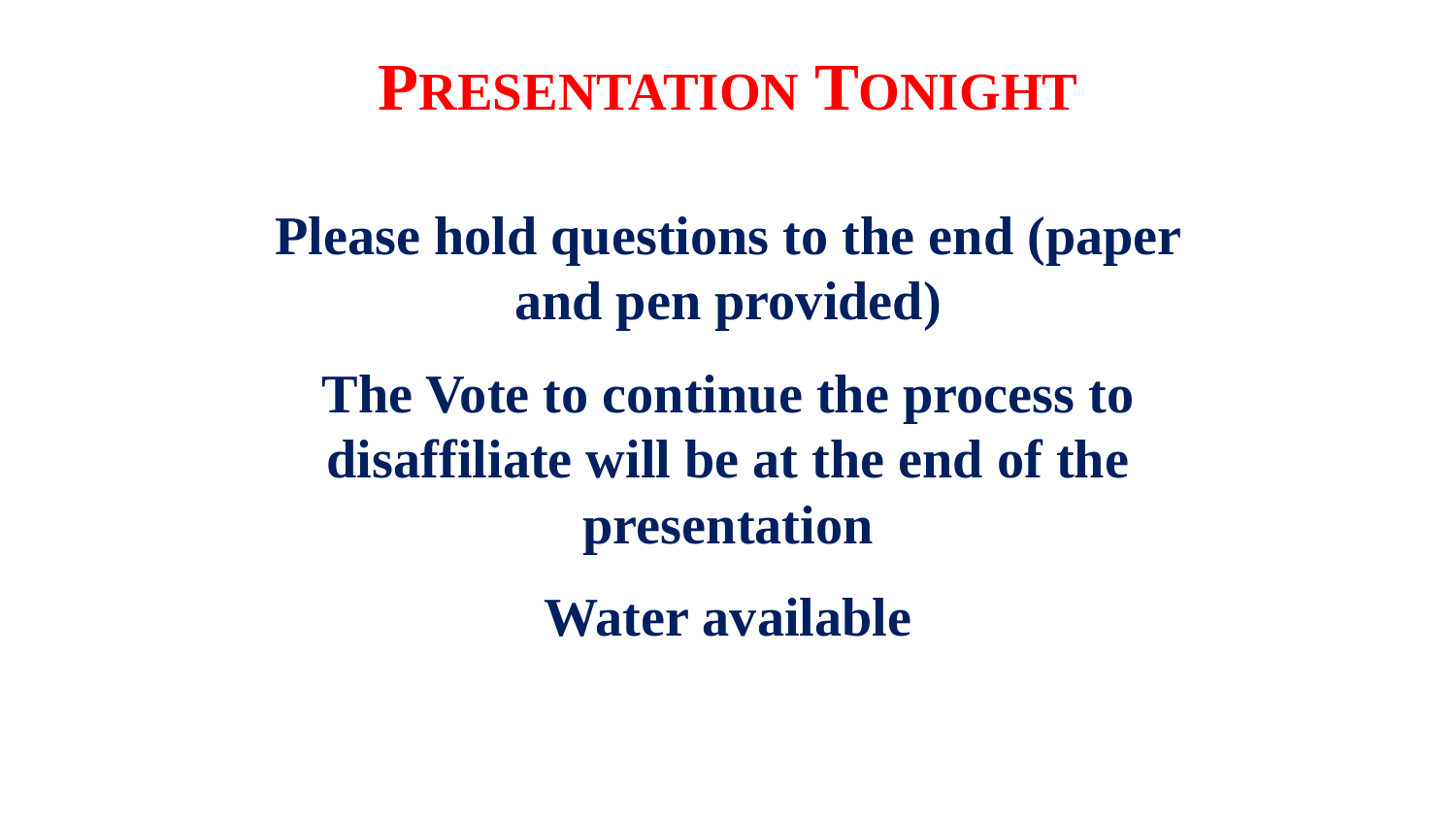# Presentation Tonight

**Please hold questions to the end (paper and pen provided)**

**The Vote to continue the process to disaffiliate will be at the end of the presentation**

**Water available**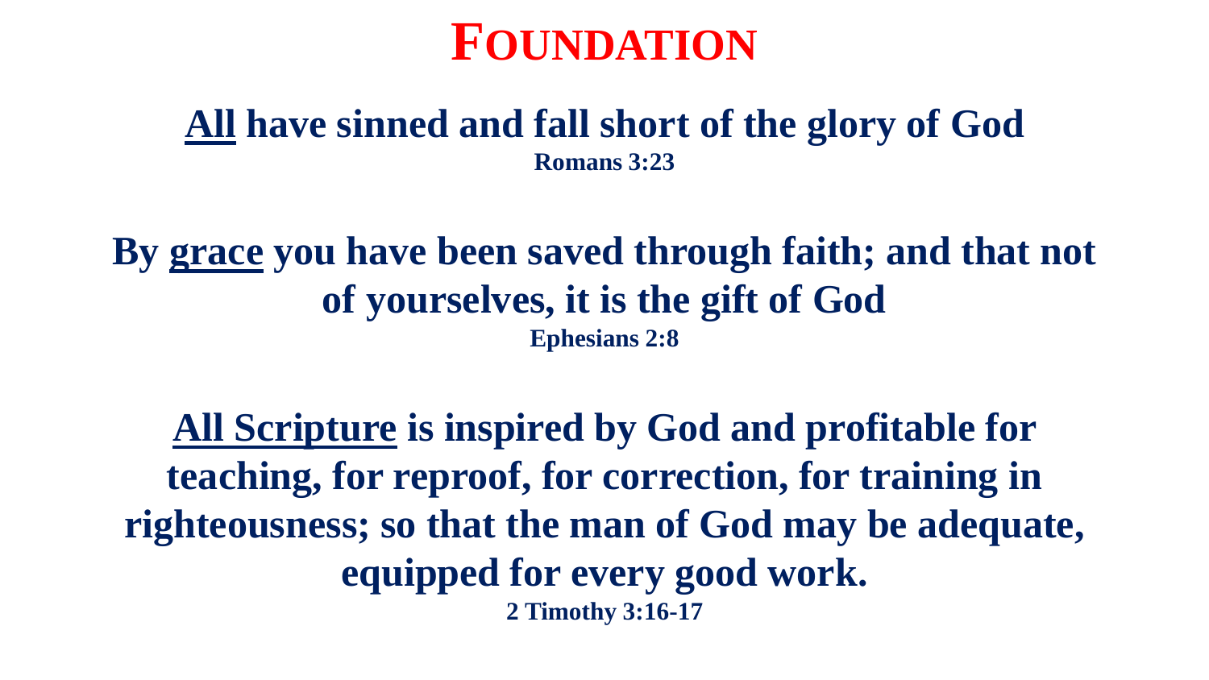# FOUNDATION

**<u>All</u> have sinned and fall short of the glory of God**
**Romans 3:23**

**By <u>grace</u> you have been saved through faith; and that not of yourselves, it is the gift of God**
**Ephesians 2:8**

**<u>All Scripture</u> is inspired by God and profitable for teaching, for reproof, for correction, for training in righteousness; so that the man of God may be adequate, equipped for every good work.**
**2 Timothy 3:16-17**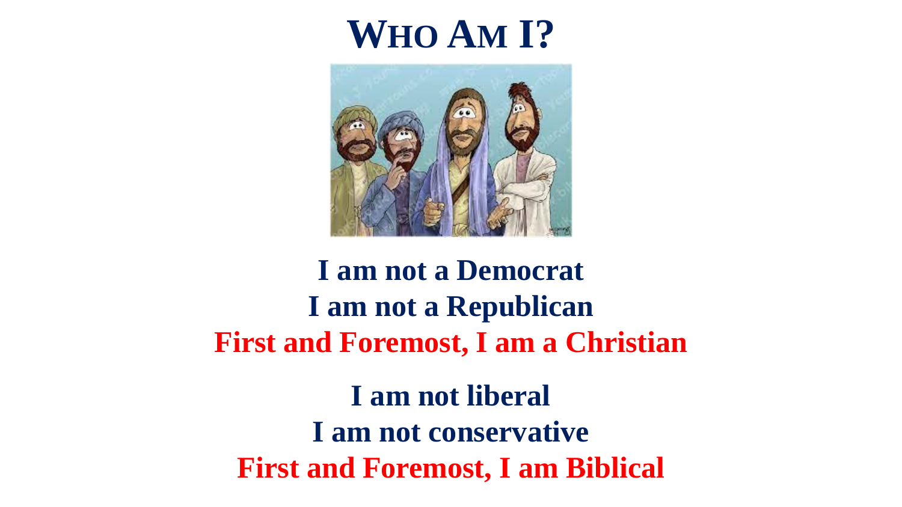# WHO AM I?

**I am not a Democrat**
**I am not a Republican**
**First and Foremost, I am a Christian**

**I am not liberal**
**I am not conservative**
**First and Foremost, I am Biblical**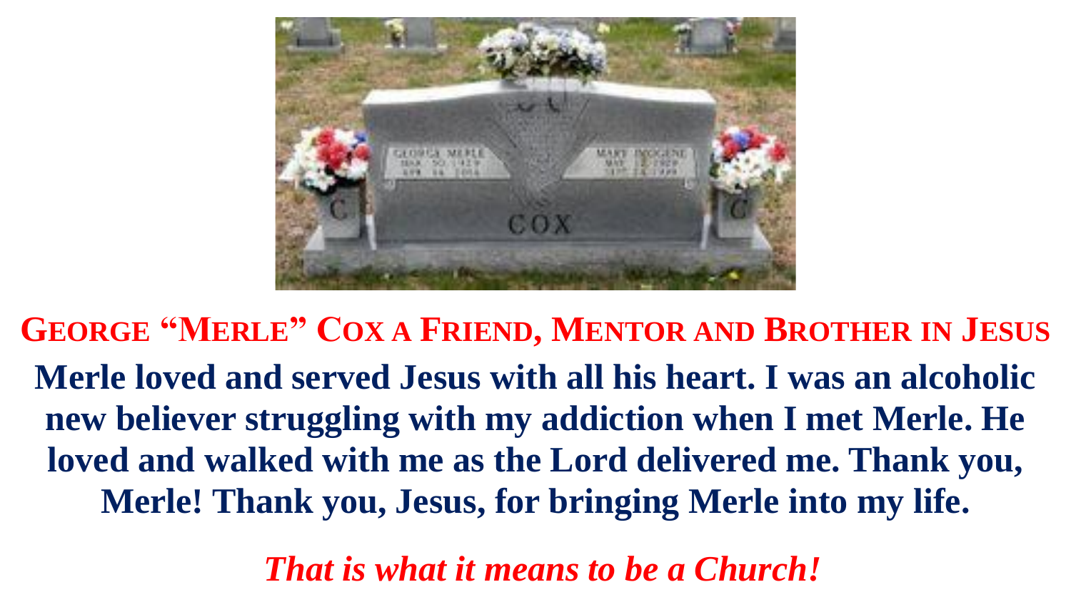## George "Merle" Cox a Friend, Mentor and Brother in Jesus

**Merle loved and served Jesus with all his heart. I was an alcoholic new believer struggling with my addiction when I met Merle. He loved and walked with me as the Lord delivered me. Thank you, Merle! Thank you, Jesus, for bringing Merle into my life.**

***That is what it means to be a Church!***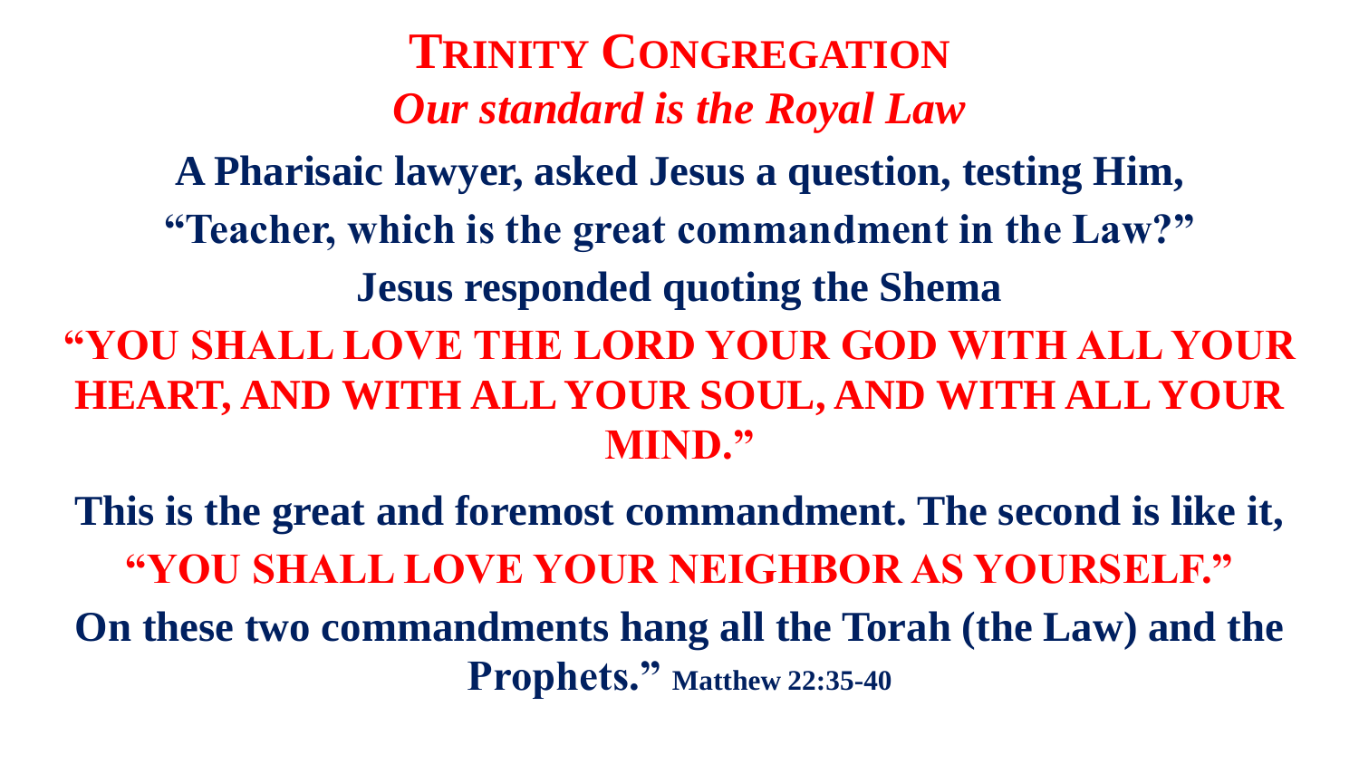# Trinity Congregation

## *Our standard is the Royal Law*

**A Pharisaic lawyer, asked Jesus a question, testing Him,**

**"Teacher, which is the great commandment in the Law?"**

**Jesus responded quoting the Shema**

**"YOU SHALL LOVE THE LORD YOUR GOD WITH ALL YOUR HEART, AND WITH ALL YOUR SOUL, AND WITH ALL YOUR MIND."**

**This is the great and foremost commandment. The second is like it,**

**"YOU SHALL LOVE YOUR NEIGHBOR AS YOURSELF."**

**On these two commandments hang all the Torah (the Law) and the Prophets."** **Matthew 22:35-40**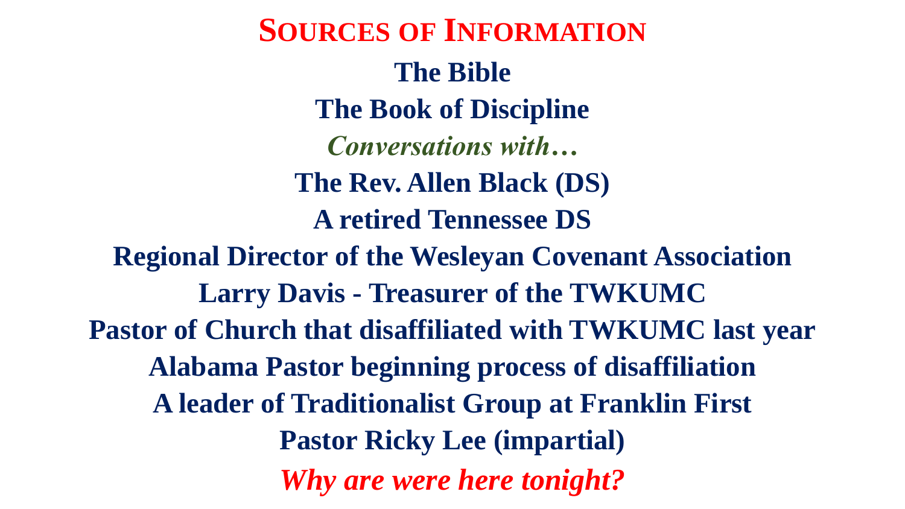# Sources of Information

**The Bible**

**The Book of Discipline**

***Conversations with…***

**The Rev. Allen Black (DS)**

**A retired Tennessee DS**

**Regional Director of the Wesleyan Covenant Association**

**Larry Davis - Treasurer of the TWKUMC**

**Pastor of Church that disaffiliated with TWKUMC last year**

**Alabama Pastor beginning process of disaffiliation**

**A leader of Traditionalist Group at Franklin First**

**Pastor Ricky Lee (impartial)**

***Why are were here tonight?***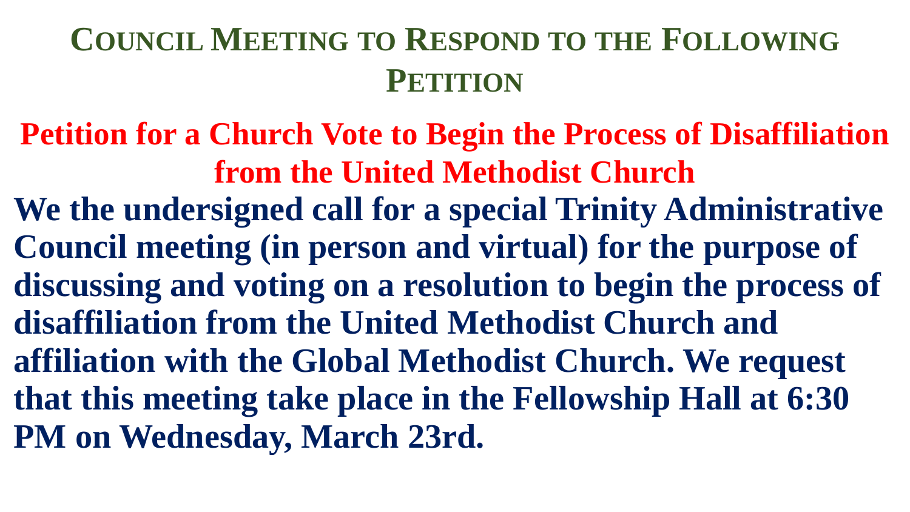# Council Meeting to Respond to the Following Petition

## Petition for a Church Vote to Begin the Process of Disaffiliation from the United Methodist Church

**We the undersigned call for a special Trinity Administrative Council meeting (in person and virtual) for the purpose of discussing and voting on a resolution to begin the process of disaffiliation from the United Methodist Church and affiliation with the Global Methodist Church. We request that this meeting take place in the Fellowship Hall at 6:30 PM on Wednesday, March 23rd.**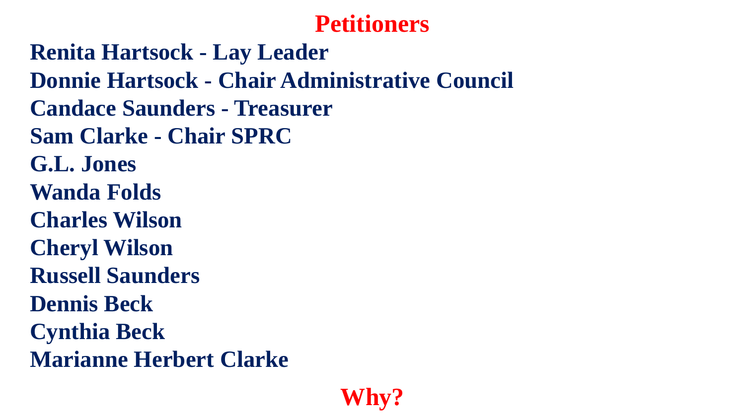# Petitioners

**Renita Hartsock - Lay Leader**
**Donnie Hartsock - Chair Administrative Council**
**Candace Saunders - Treasurer**
**Sam Clarke - Chair SPRC**
**G.L. Jones**
**Wanda Folds**
**Charles Wilson**
**Cheryl Wilson**
**Russell Saunders**
**Dennis Beck**
**Cynthia Beck**
**Marianne Herbert Clarke**

## Why?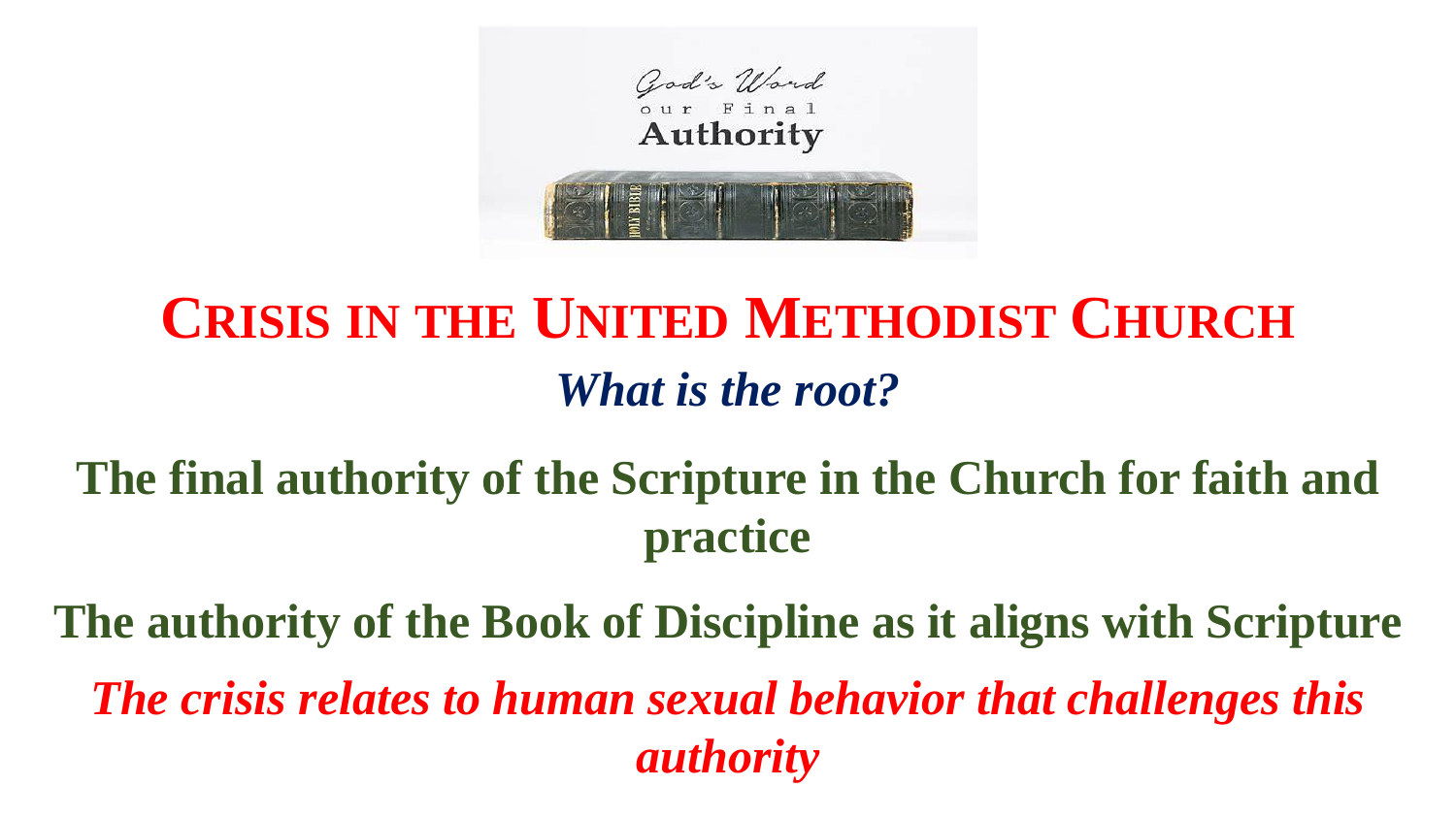# Crisis in the United Methodist Church

***What is the root?***

**The final authority of the Scripture in the Church for faith and practice**

**The authority of the Book of Discipline as it aligns with Scripture**

***The crisis relates to human sexual behavior that challenges this authority***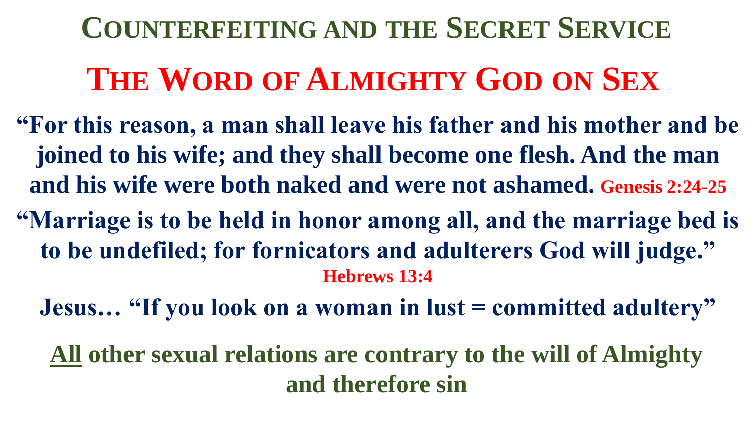# Counterfeiting and the Secret Service

## The Word of Almighty God on Sex

**"For this reason, a man shall leave his father and his mother and be joined to his wife; and they shall become one flesh. And the man and his wife were both naked and were not ashamed.** **Genesis 2:24-25**

**"Marriage is to be held in honor among all, and the marriage bed is to be undefiled; for fornicators and adulterers God will judge."** **Hebrews 13:4**

**Jesus… "If you look on a woman in lust = committed adultery"**

**<u>All</u> other sexual relations are contrary to the will of Almighty and therefore sin**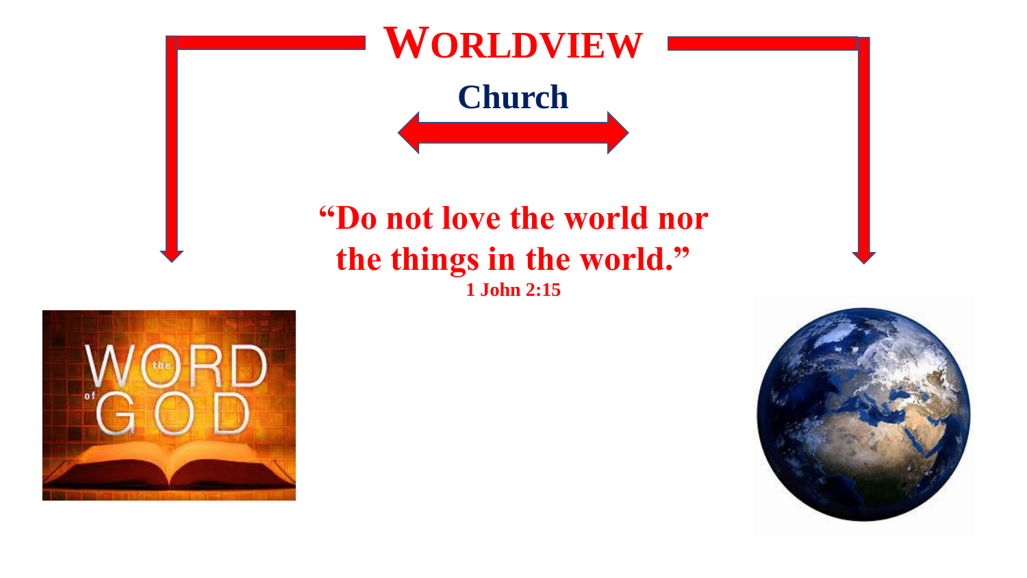# WORLDVIEW

**Church**

**"Do not love the world nor the things in the world."**
**1 John 2:15**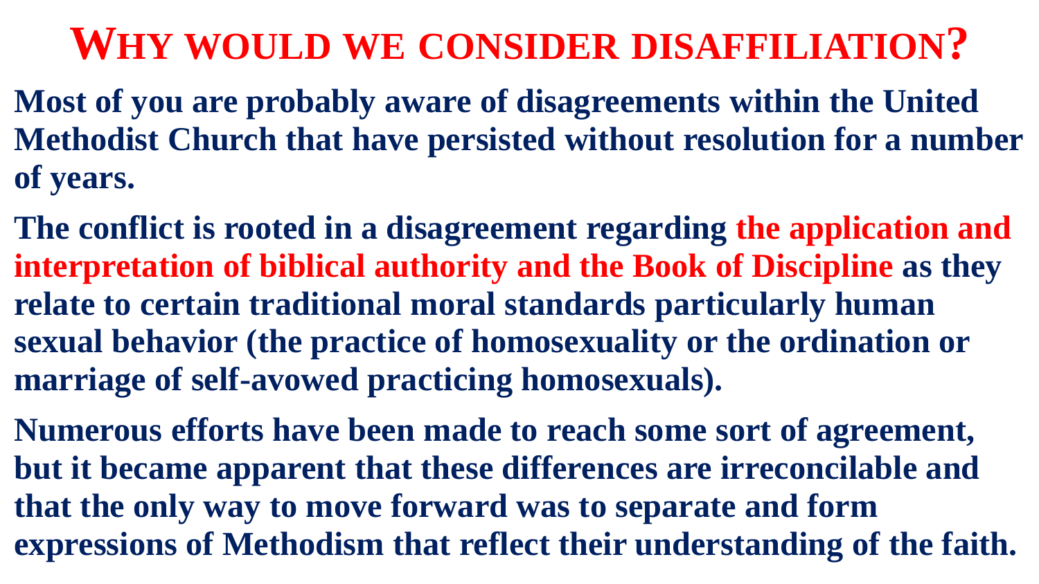# Why would we consider disaffiliation?

**Most of you are probably aware of disagreements within the United Methodist Church that have persisted without resolution for a number of years.**

**The conflict is rooted in a disagreement regarding the application and interpretation of biblical authority and the Book of Discipline as they relate to certain traditional moral standards particularly human sexual behavior (the practice of homosexuality or the ordination or marriage of self-avowed practicing homosexuals).**

**Numerous efforts have been made to reach some sort of agreement, but it became apparent that these differences are irreconcilable and that the only way to move forward was to separate and form expressions of Methodism that reflect their understanding of the faith.**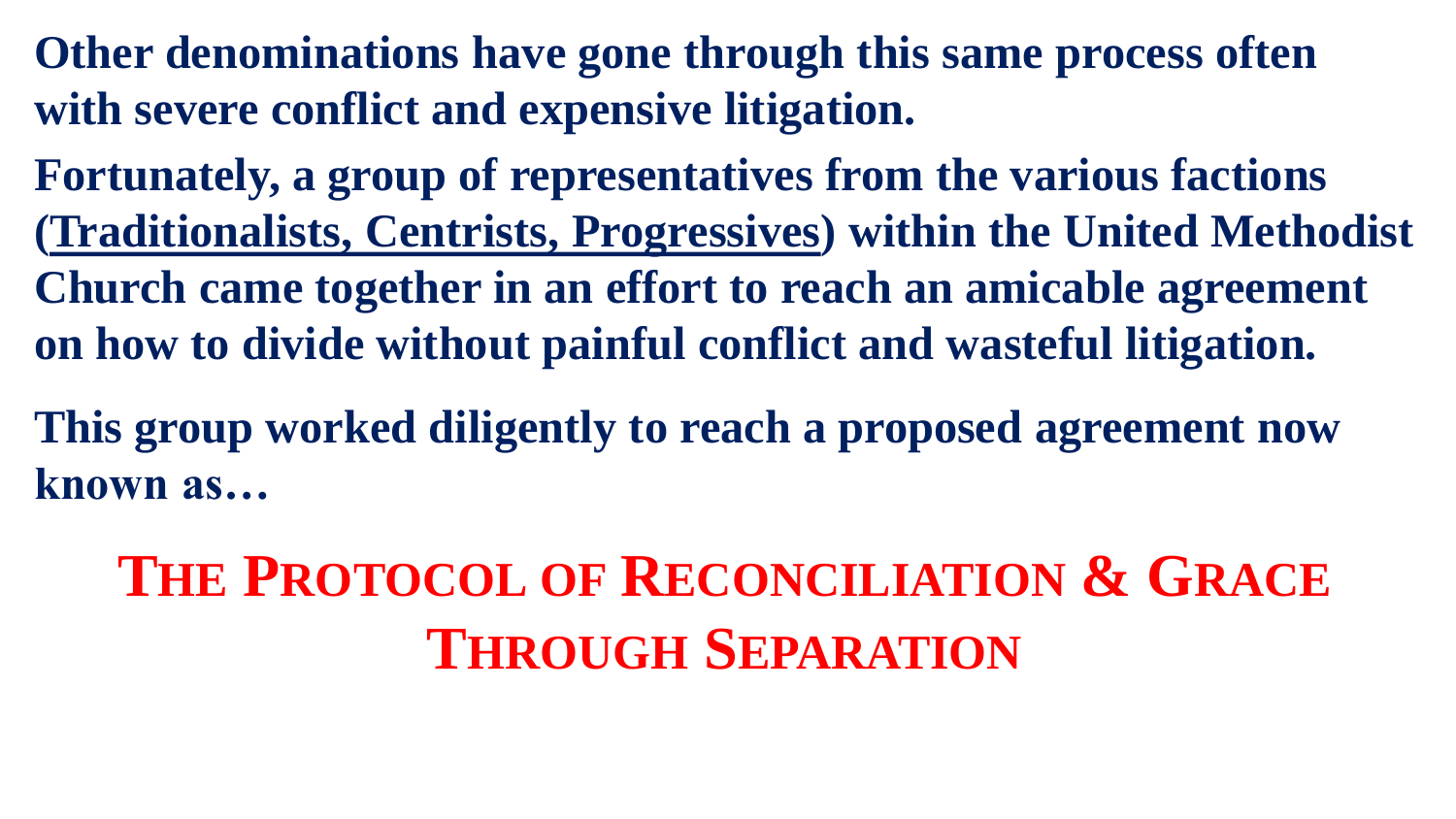**Other denominations have gone through this same process often with severe conflict and expensive litigation.**

**Fortunately, a group of representatives from the various factions (<u>Traditionalists, Centrists, Progressives</u>) within the United Methodist Church came together in an effort to reach an amicable agreement on how to divide without painful conflict and wasteful litigation.**

**This group worked diligently to reach a proposed agreement now known as…**

## THE PROTOCOL OF RECONCILIATION & GRACE THROUGH SEPARATION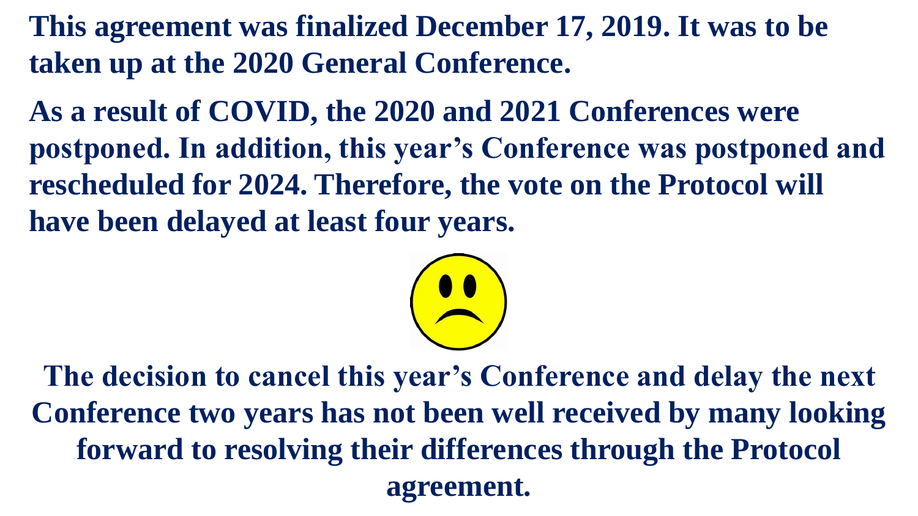**This agreement was finalized December 17, 2019. It was to be taken up at the 2020 General Conference.**

**As a result of COVID, the 2020 and 2021 Conferences were postponed. In addition, this year's Conference was postponed and rescheduled for 2024. Therefore, the vote on the Protocol will have been delayed at least four years.**

**The decision to cancel this year's Conference and delay the next Conference two years has not been well received by many looking forward to resolving their differences through the Protocol agreement.**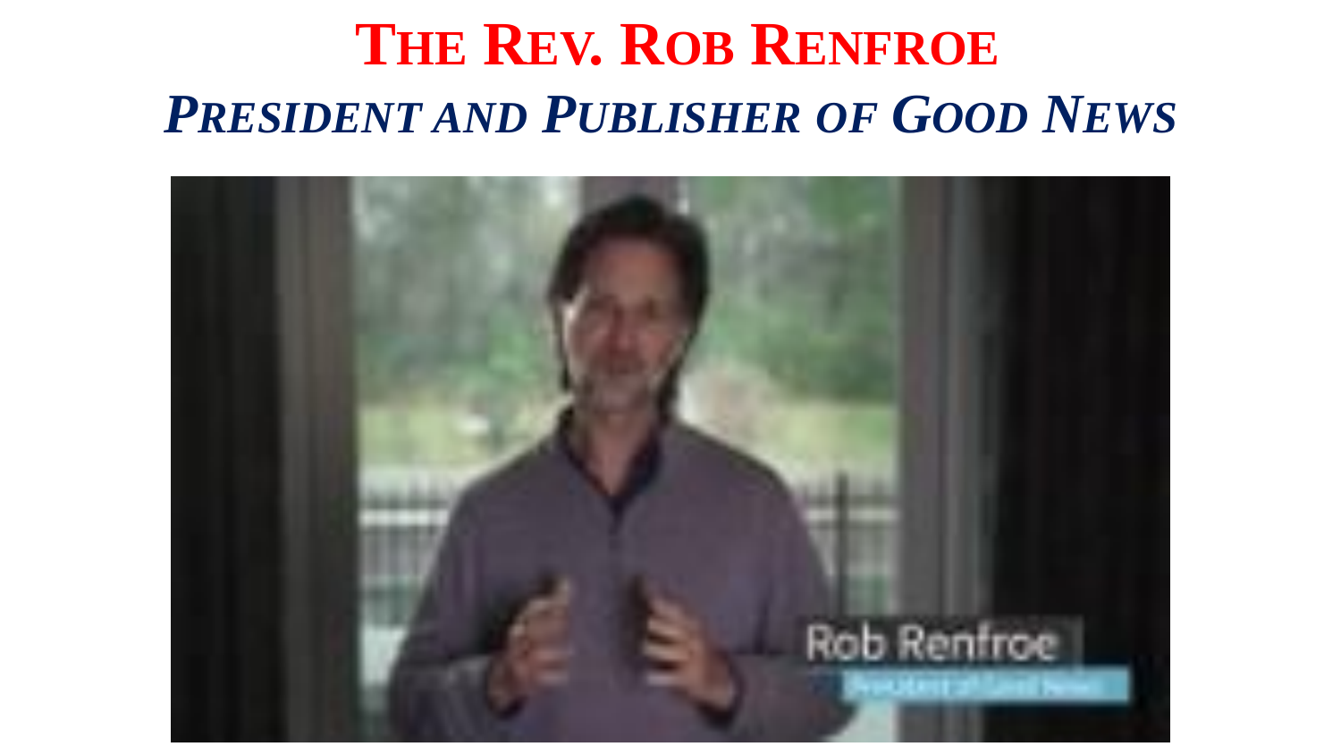# The Rev. Rob Renfroe

## *President and Publisher of Good News*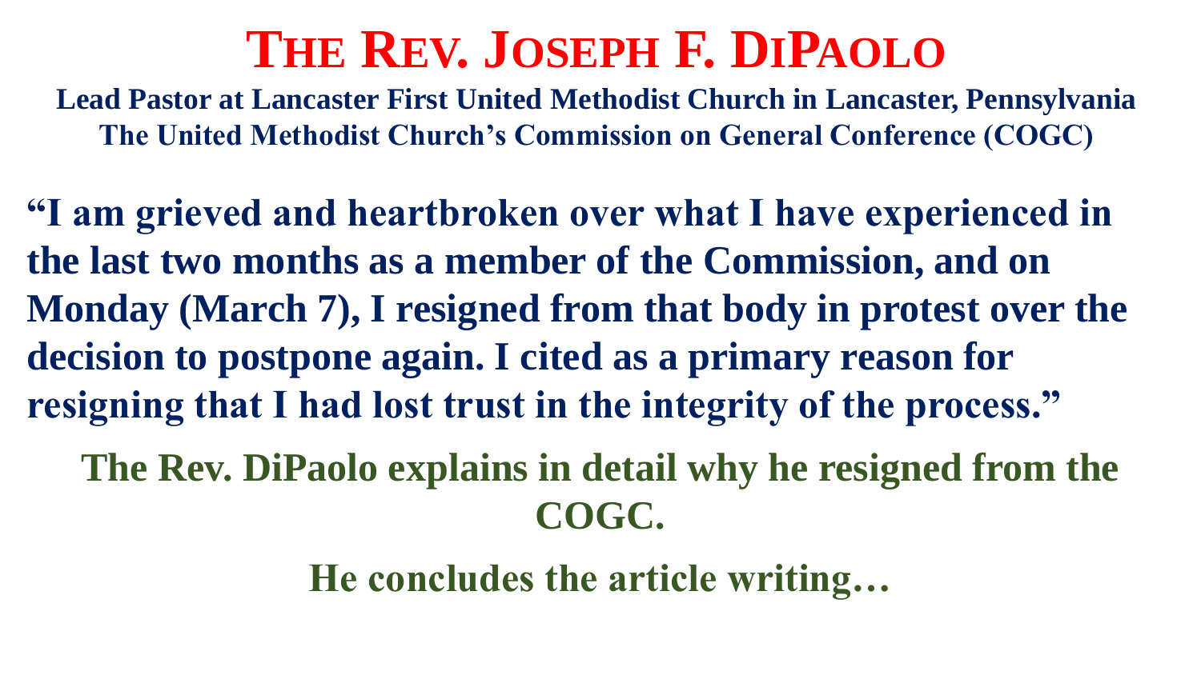# The Rev. Joseph F. DiPaolo

**Lead Pastor at Lancaster First United Methodist Church in Lancaster, Pennsylvania**
**The United Methodist Church's Commission on General Conference (COGC)**

**"I am grieved and heartbroken over what I have experienced in the last two months as a member of the Commission, and on Monday (March 7), I resigned from that body in protest over the decision to postpone again. I cited as a primary reason for resigning that I had lost trust in the integrity of the process."**

**The Rev. DiPaolo explains in detail why he resigned from the COGC.**

**He concludes the article writing…**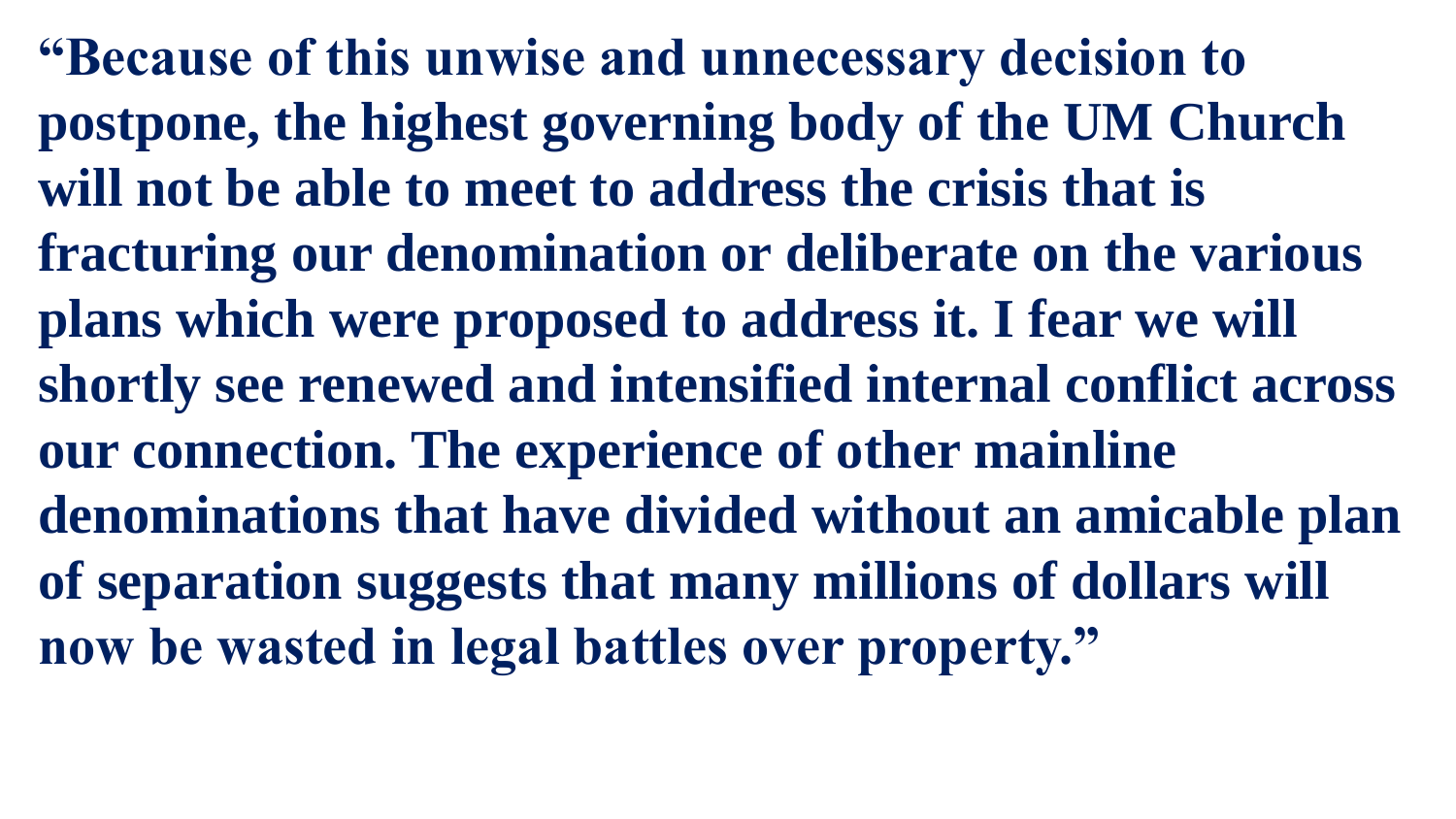**“Because of this unwise and unnecessary decision to postpone, the highest governing body of the UM Church will not be able to meet to address the crisis that is fracturing our denomination or deliberate on the various plans which were proposed to address it. I fear we will shortly see renewed and intensified internal conflict across our connection. The experience of other mainline denominations that have divided without an amicable plan of separation suggests that many millions of dollars will now be wasted in legal battles over property.”**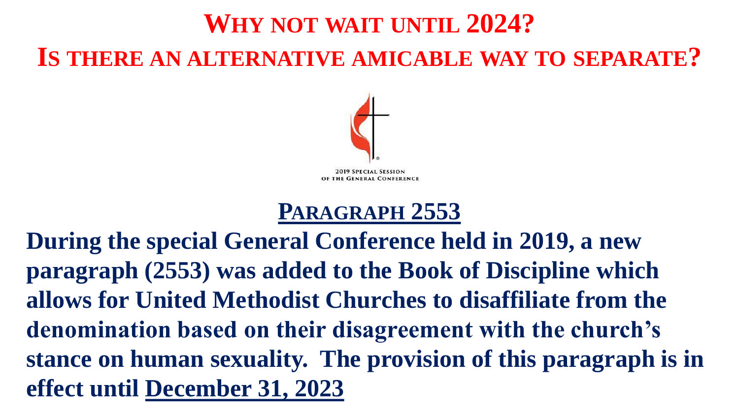# Why not wait until 2024?

# Is there an alternative amicable way to separate?

2019 Special Session of the General Conference

## Paragraph 2553

**During the special General Conference held in 2019, a new paragraph (2553) was added to the Book of Discipline which allows for United Methodist Churches to disaffiliate from the denomination based on their disagreement with the church's stance on human sexuality. The provision of this paragraph is in effect until December 31, 2023**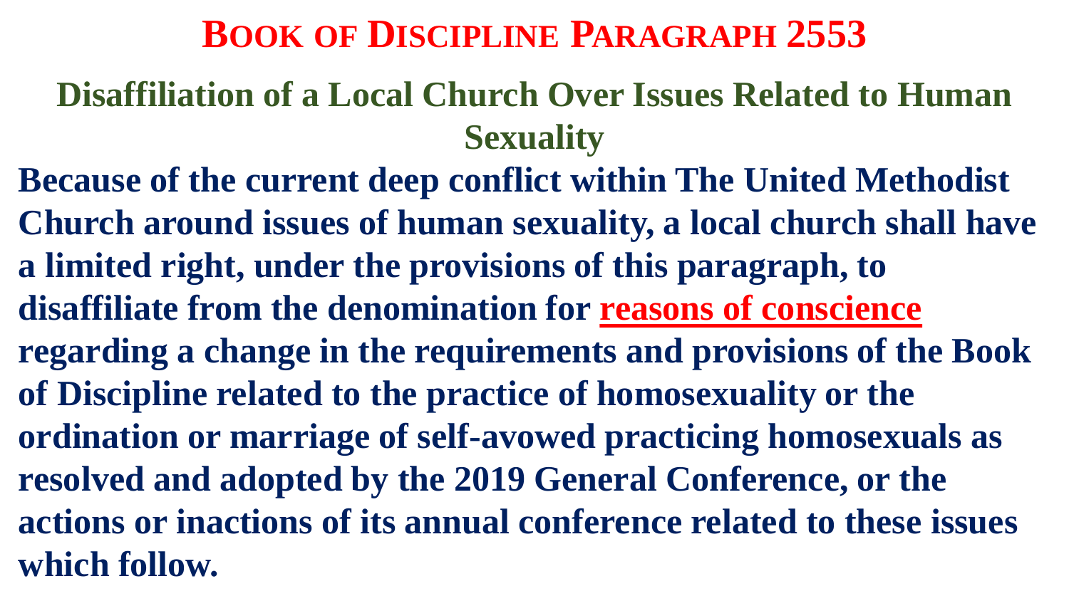# Book of Discipline Paragraph 2553

## Disaffiliation of a Local Church Over Issues Related to Human Sexuality

**Because of the current deep conflict within The United Methodist Church around issues of human sexuality, a local church shall have a limited right, under the provisions of this paragraph, to disaffiliate from the denomination for reasons of conscience regarding a change in the requirements and provisions of the Book of Discipline related to the practice of homosexuality or the ordination or marriage of self-avowed practicing homosexuals as resolved and adopted by the 2019 General Conference, or the actions or inactions of its annual conference related to these issues which follow.**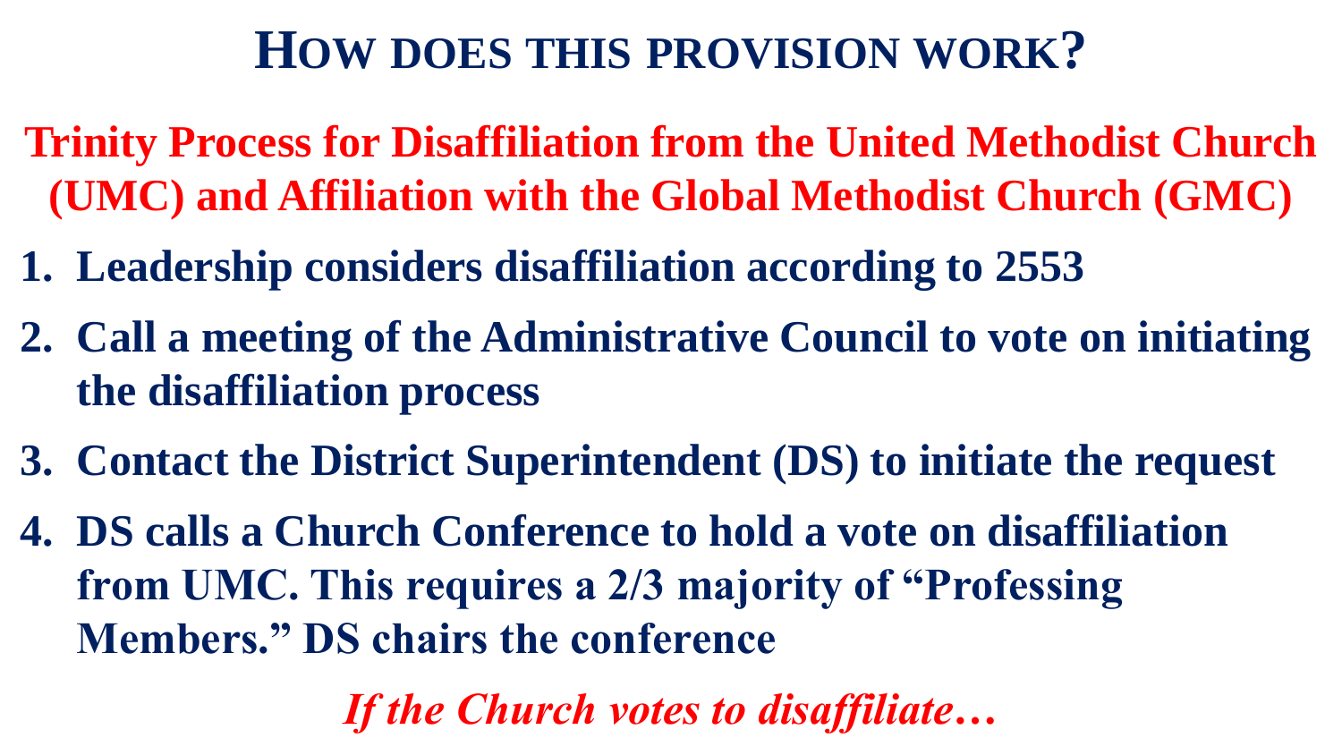# How does this provision work?

## Trinity Process for Disaffiliation from the United Methodist Church (UMC) and Affiliation with the Global Methodist Church (GMC)

1. **Leadership considers disaffiliation according to 2553**
2. **Call a meeting of the Administrative Council to vote on initiating the disaffiliation process**
3. **Contact the District Superintendent (DS) to initiate the request**
4. **DS calls a Church Conference to hold a vote on disaffiliation from UMC. This requires a 2/3 majority of "Professing Members." DS chairs the conference**

***If the Church votes to disaffiliate…***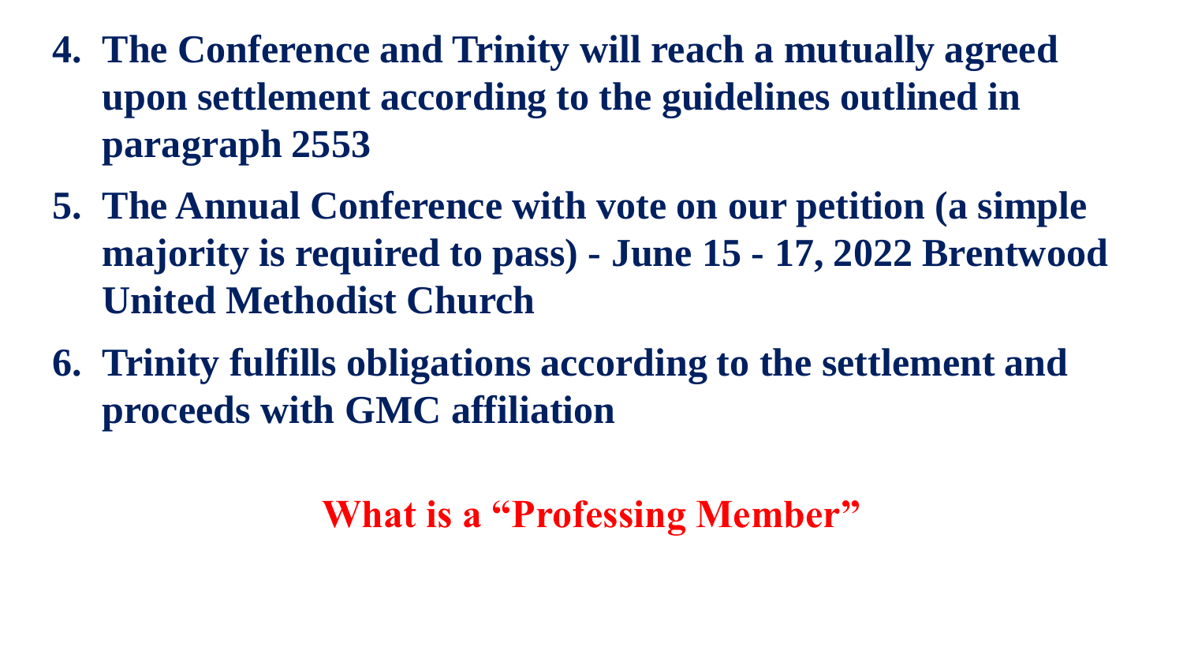4. **The Conference and Trinity will reach a mutually agreed upon settlement according to the guidelines outlined in paragraph 2553**
5. **The Annual Conference with vote on our petition (a simple majority is required to pass) - June 15 - 17, 2022 Brentwood United Methodist Church**
6. **Trinity fulfills obligations according to the settlement and proceeds with GMC affiliation**

**What is a "Professing Member"**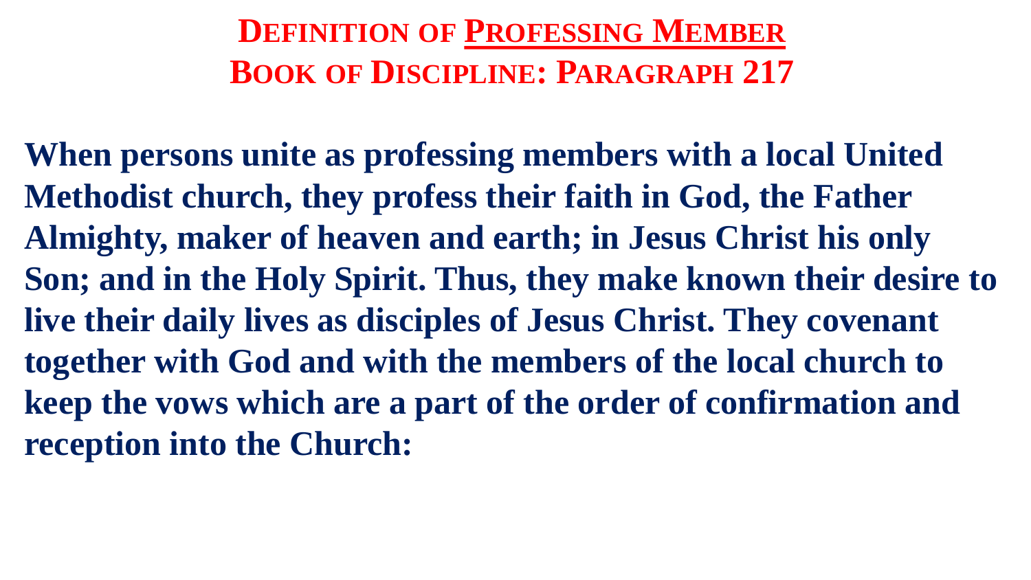# DEFINITION OF PROFESSING MEMBER
# BOOK OF DISCIPLINE: PARAGRAPH 217

**When persons unite as professing members with a local United Methodist church, they profess their faith in God, the Father Almighty, maker of heaven and earth; in Jesus Christ his only Son; and in the Holy Spirit. Thus, they make known their desire to live their daily lives as disciples of Jesus Christ. They covenant together with God and with the members of the local church to keep the vows which are a part of the order of confirmation and reception into the Church:**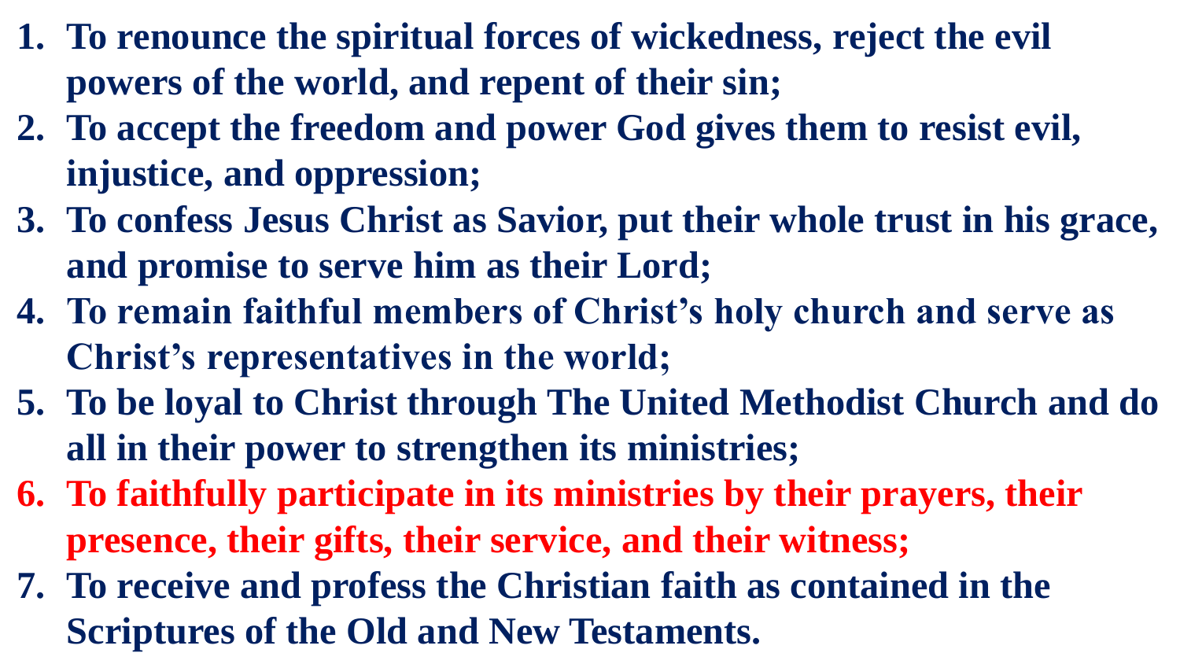1. **To renounce the spiritual forces of wickedness, reject the evil powers of the world, and repent of their sin;**
2. **To accept the freedom and power God gives them to resist evil, injustice, and oppression;**
3. **To confess Jesus Christ as Savior, put their whole trust in his grace, and promise to serve him as their Lord;**
4. **To remain faithful members of Christ's holy church and serve as Christ's representatives in the world;**
5. **To be loyal to Christ through The United Methodist Church and do all in their power to strengthen its ministries;**
6. **To faithfully participate in its ministries by their prayers, their presence, their gifts, their service, and their witness;**
7. **To receive and profess the Christian faith as contained in the Scriptures of the Old and New Testaments.**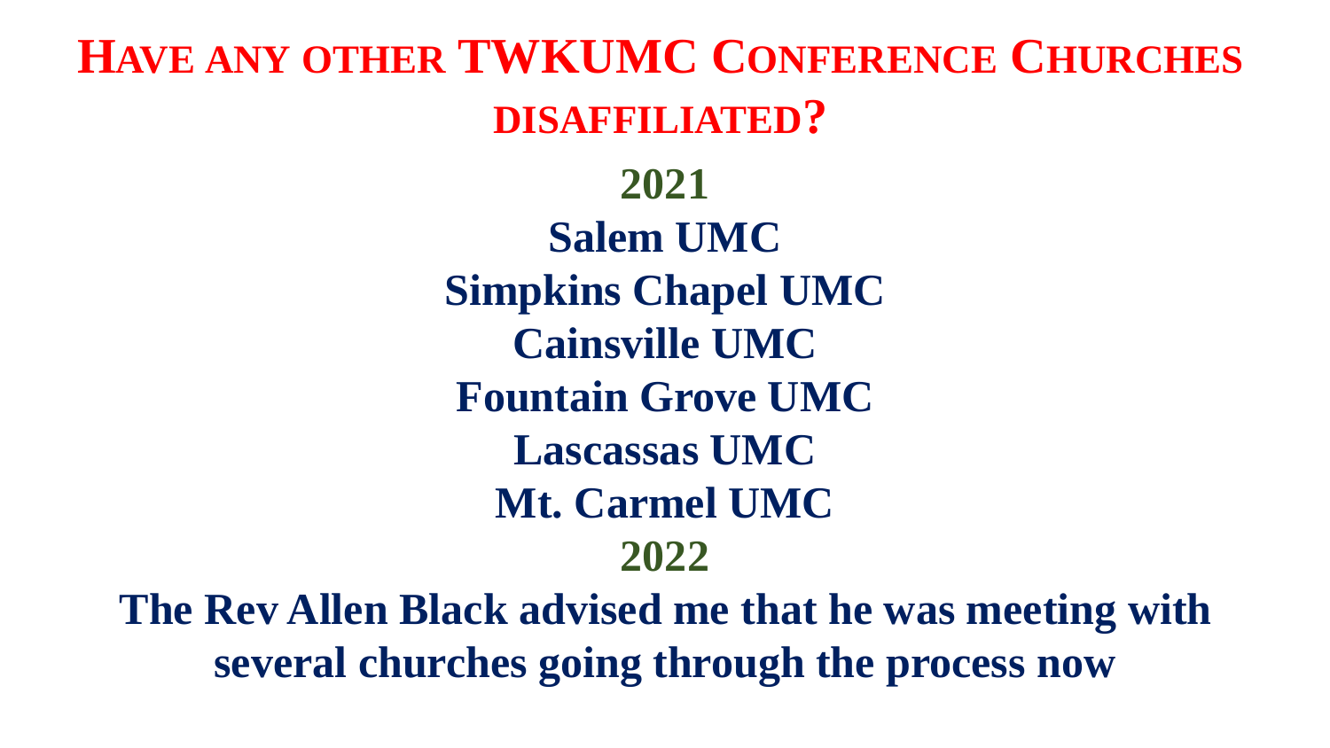# Have any other TWKUMC Conference Churches disaffiliated?

**2021**

**Salem UMC**

**Simpkins Chapel UMC**

**Cainsville UMC**

**Fountain Grove UMC**

**Lascassas UMC**

**Mt. Carmel UMC**

**2022**

**The Rev Allen Black advised me that he was meeting with several churches going through the process now**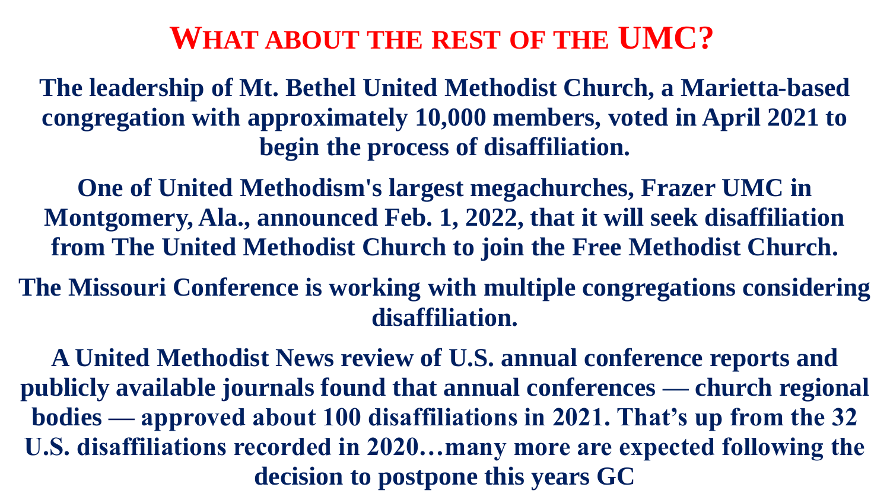# What about the rest of the UMC?

**The leadership of Mt. Bethel United Methodist Church, a Marietta-based congregation with approximately 10,000 members, voted in April 2021 to begin the process of disaffiliation.**

**One of United Methodism's largest megachurches, Frazer UMC in Montgomery, Ala., announced Feb. 1, 2022, that it will seek disaffiliation from The United Methodist Church to join the Free Methodist Church.**

**The Missouri Conference is working with multiple congregations considering disaffiliation.**

**A United Methodist News review of U.S. annual conference reports and publicly available journals found that annual conferences — church regional bodies — approved about 100 disaffiliations in 2021. That's up from the 32 U.S. disaffiliations recorded in 2020…many more are expected following the decision to postpone this years GC**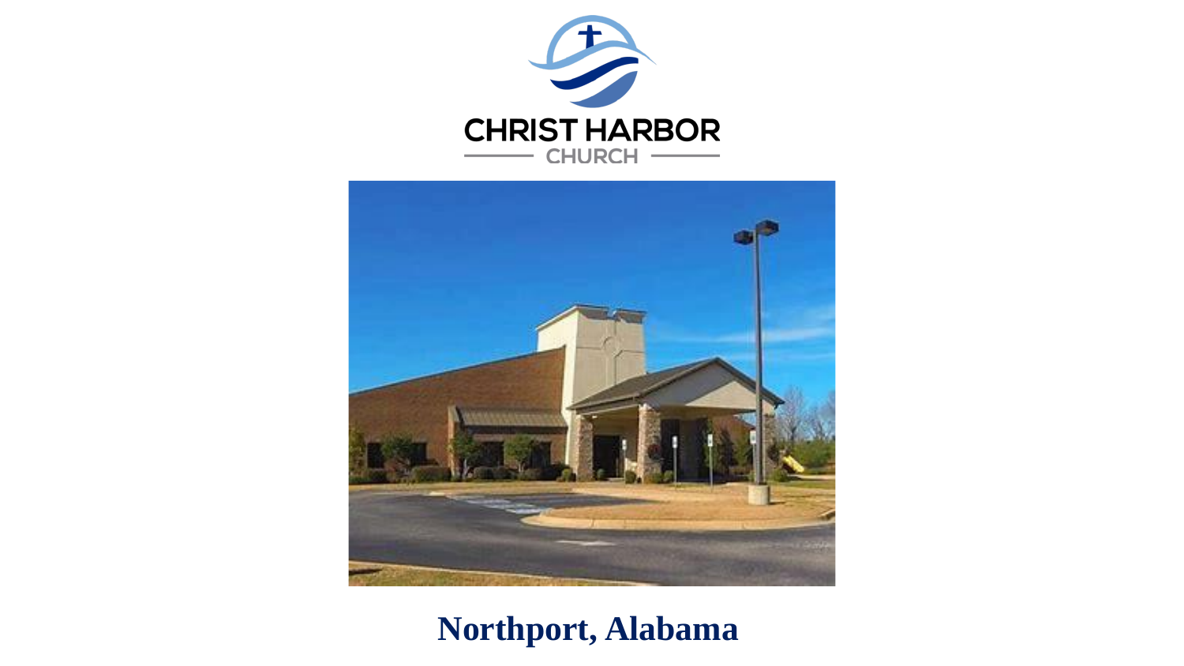CHRIST HARBOR

CHURCH

**Northport, Alabama**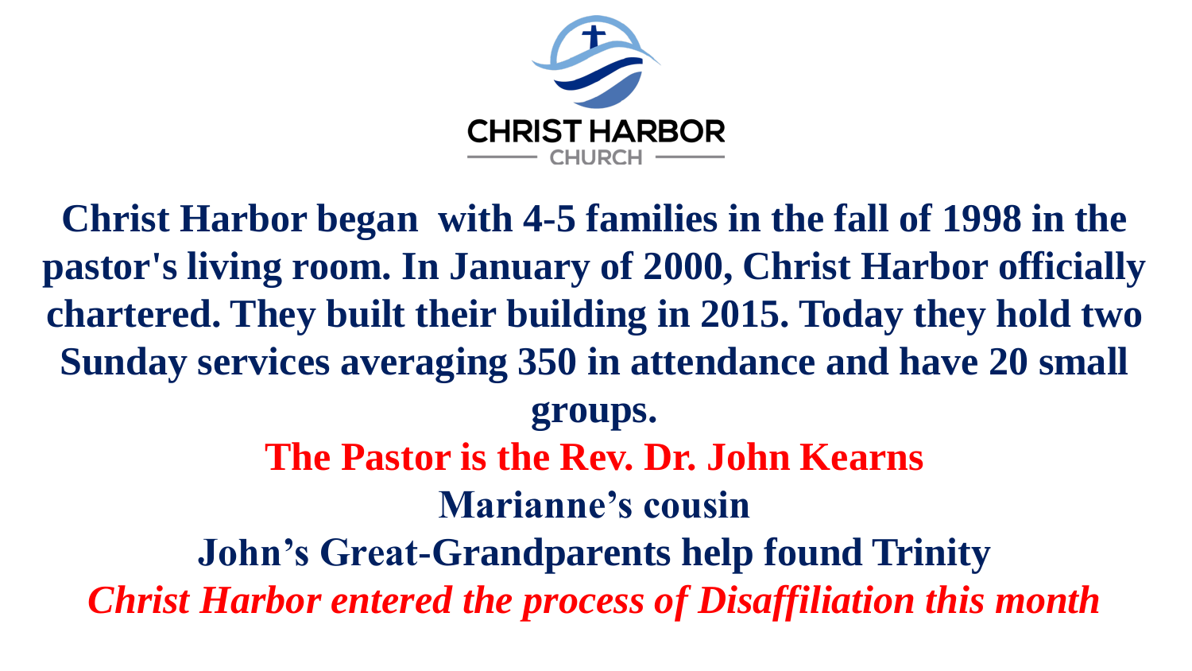CHRIST HARBOR
CHURCH

**Christ Harbor began  with 4-5 families in the fall of 1998 in the pastor's living room. In January of 2000, Christ Harbor officially chartered. They built their building in 2015. Today they hold two Sunday services averaging 350 in attendance and have 20 small groups.**

**The Pastor is the Rev. Dr. John Kearns**

**Marianne's cousin**

**John's Great-Grandparents help found Trinity**

***Christ Harbor entered the process of Disaffiliation this month***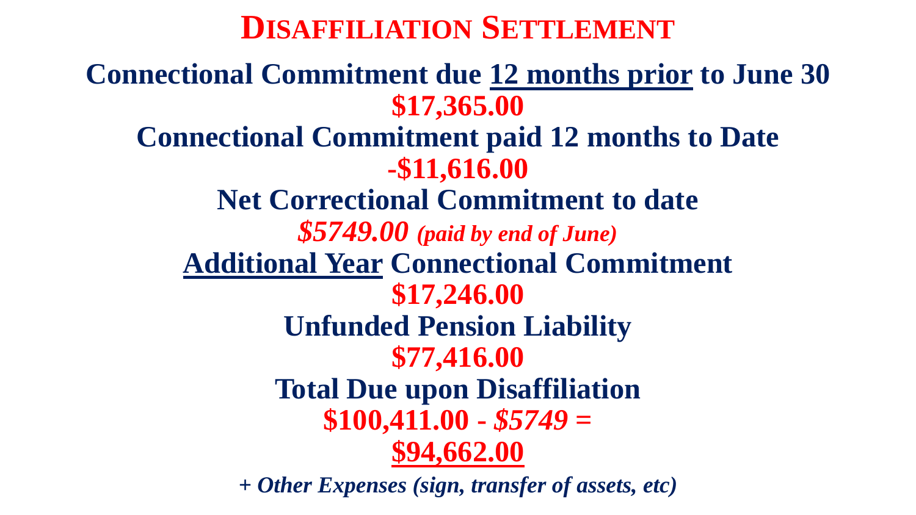# Disaffiliation Settlement

**Connectional Commitment due <u>12 months prior</u> to June 30**

**$17,365.00**

**Connectional Commitment paid 12 months to Date**

**-$11,616.00**

**Net Correctional Commitment to date**

***$5749.00** (paid by end of June)*

**<u>Additional Year</u> Connectional Commitment**

**$17,246.00**

**Unfunded Pension Liability**

**$77,416.00**

**Total Due upon Disaffiliation**

**$100,411.00 - *$5749* =**

**<u>$94,662.00</u>**

***+ Other Expenses (sign, transfer of assets, etc)***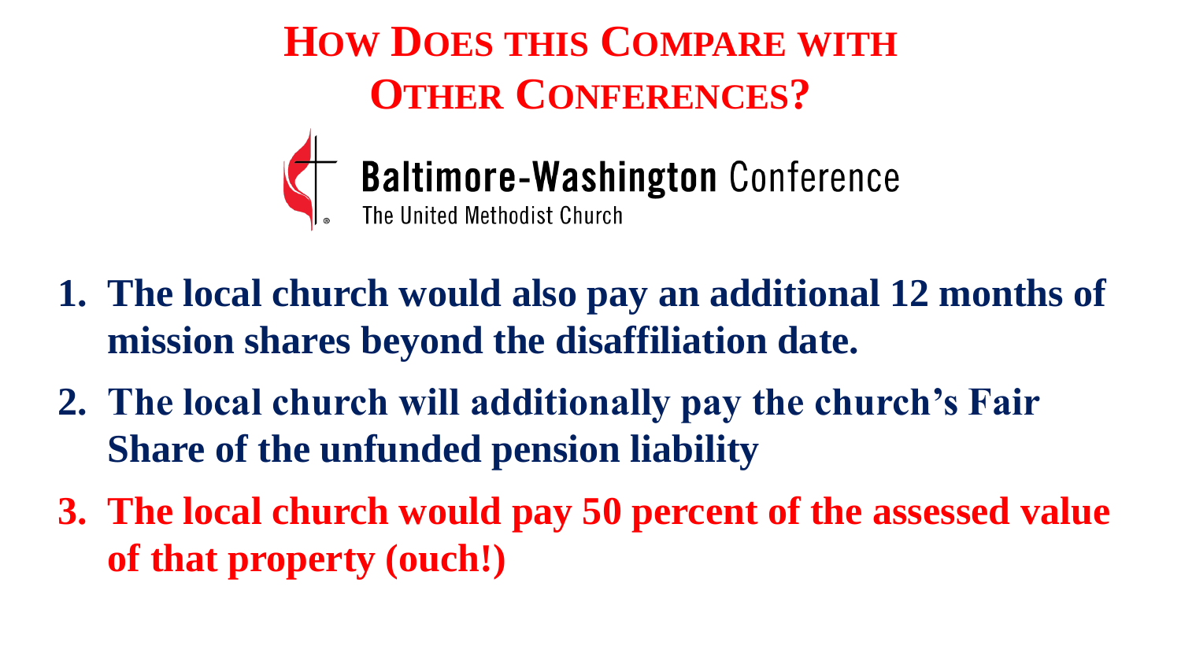# How Does this Compare with Other Conferences?

**Baltimore-Washington** Conference
The United Methodist Church

1. **The local church would also pay an additional 12 months of mission shares beyond the disaffiliation date.**
2. **The local church will additionally pay the church's Fair Share of the unfunded pension liability**
3. **The local church would pay 50 percent of the assessed value of that property (ouch!)**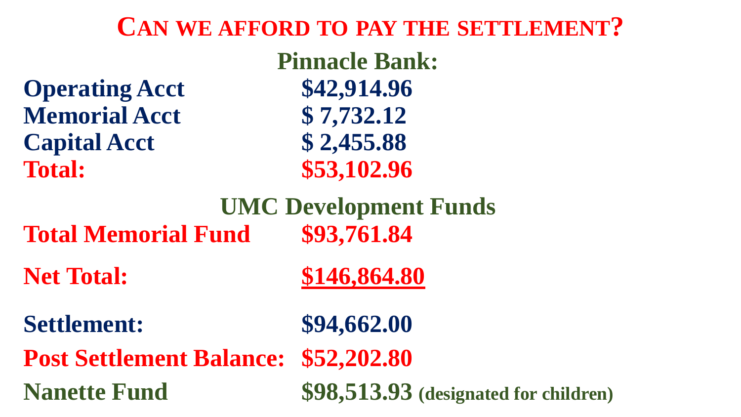# Can we afford to pay the settlement?

## Pinnacle Bank:

| | |
|---|---|
| **Operating Acct** | **$42,914.96** |
| **Memorial Acct** | **$ 7,732.12** |
| **Capital Acct** | **$ 2,455.88** |
| **Total:** | **$53,102.96** |

## UMC Development Funds

| | |
|---|---|
| **Total Memorial Fund** | **$93,761.84** |
| **Net Total:** | **$146,864.80** |
| **Settlement:** | **$94,662.00** |
| **Post Settlement Balance:** | **$52,202.80** |
| **Nanette Fund** | **$98,513.93** (designated for children) |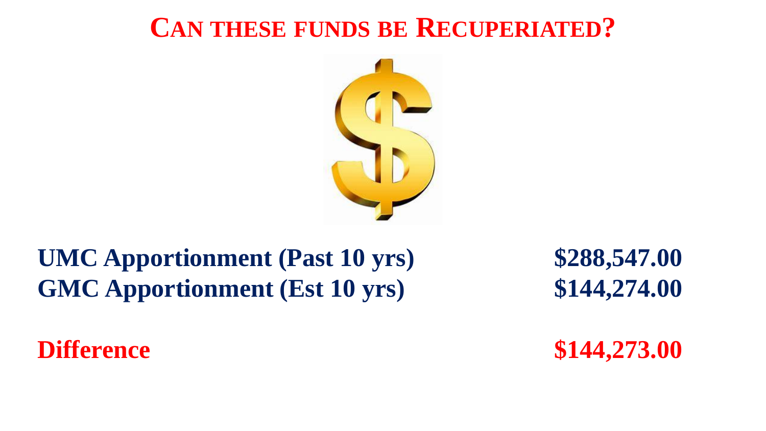# Can these funds be Recuperiated?

| | |
|---|---|
| **UMC Apportionment (Past 10 yrs)** | **$288,547.00** |
| **GMC Apportionment (Est 10 yrs)** | **$144,274.00** |
| | |
| **Difference** | **$144,273.00** |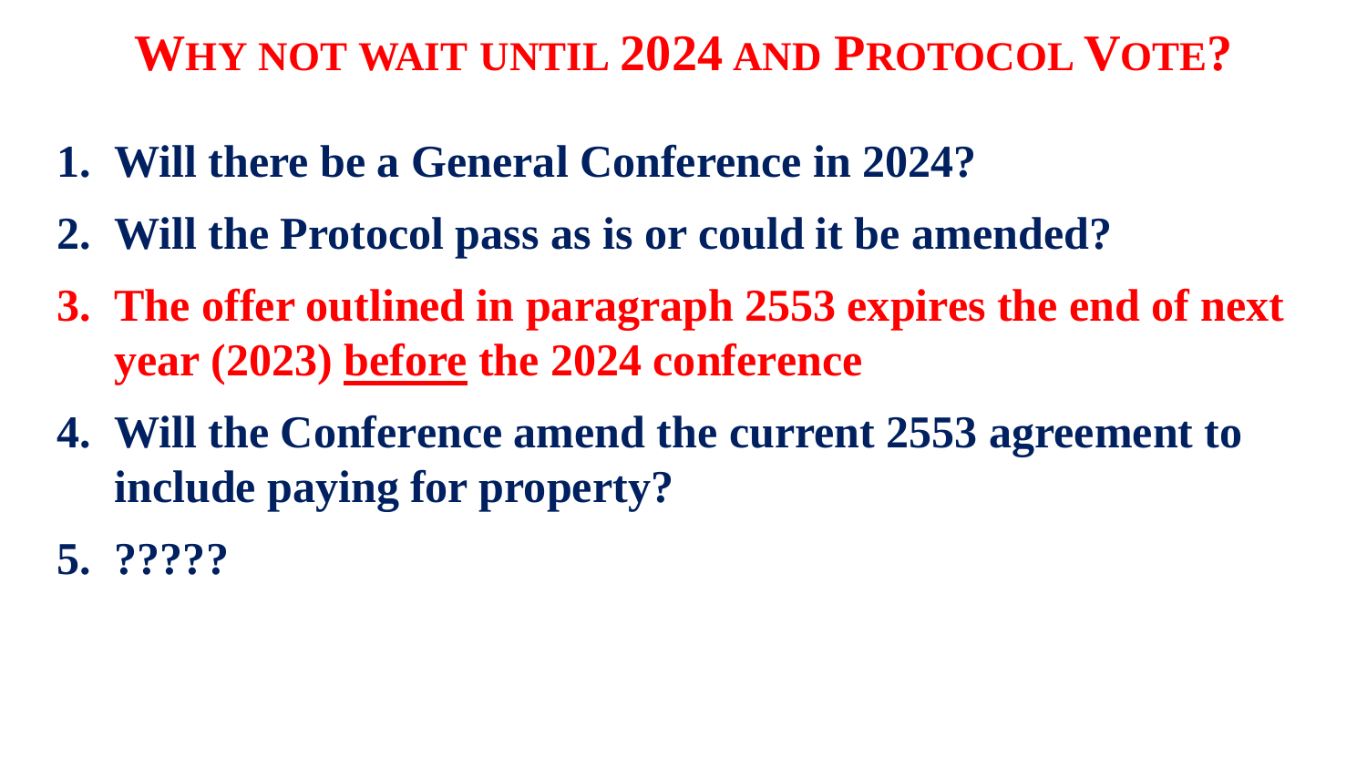# Why not wait until 2024 and Protocol Vote?

1. **Will there be a General Conference in 2024?**
2. **Will the Protocol pass as is or could it be amended?**
3. **The offer outlined in paragraph 2553 expires the end of next year (2023) <u>before</u> the 2024 conference**
4. **Will the Conference amend the current 2553 agreement to include paying for property?**
5. **?????**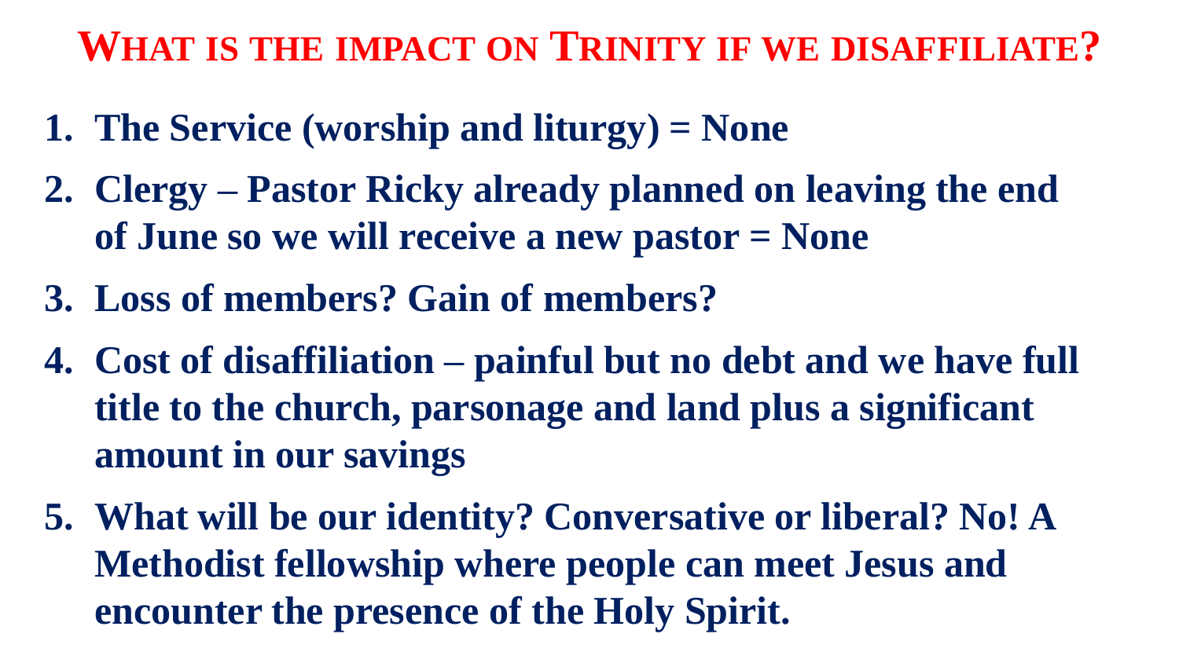# WHAT IS THE IMPACT ON TRINITY IF WE DISAFFILIATE?

1. **The Service (worship and liturgy) = None**
2. **Clergy – Pastor Ricky already planned on leaving the end of June so we will receive a new pastor = None**
3. **Loss of members? Gain of members?**
4. **Cost of disaffiliation – painful but no debt and we have full title to the church, parsonage and land plus a significant amount in our savings**
5. **What will be our identity? Conversative or liberal? No! A Methodist fellowship where people can meet Jesus and encounter the presence of the Holy Spirit.**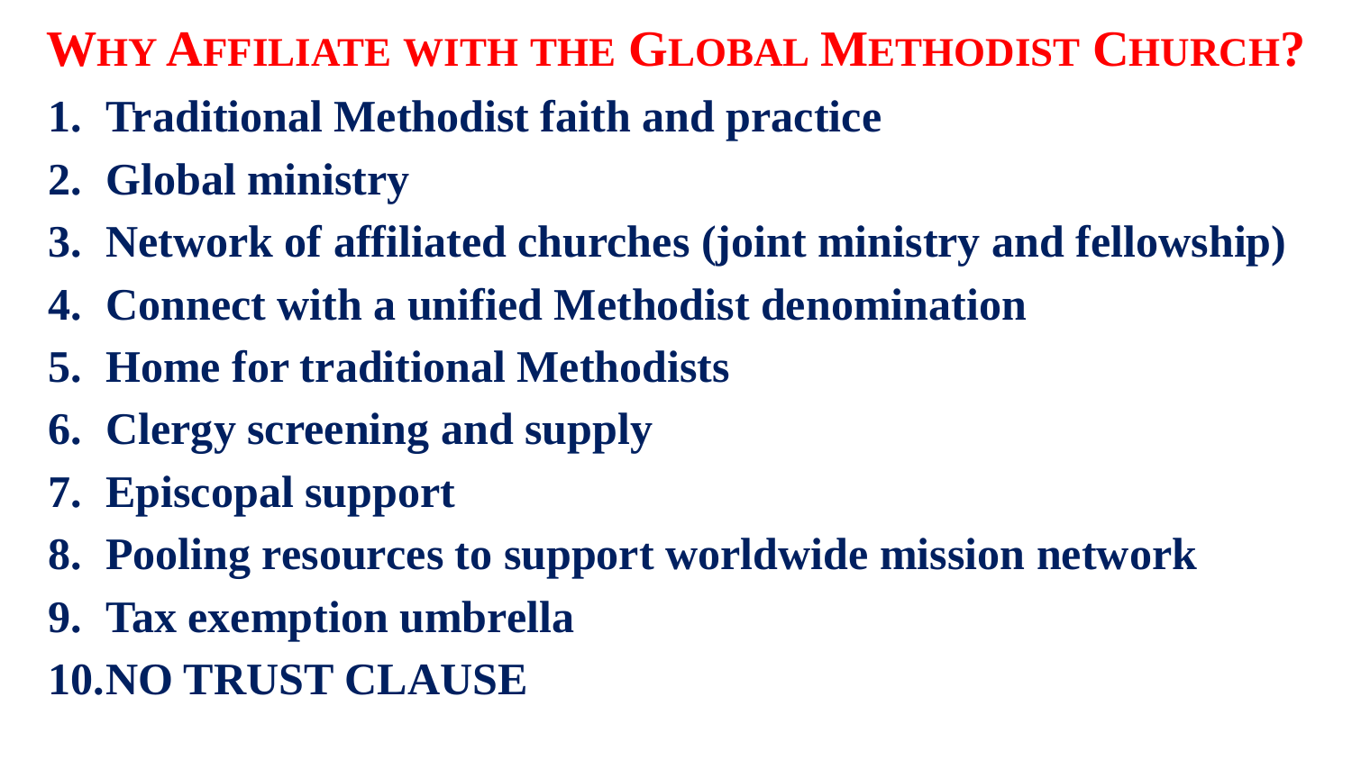# Why Affiliate with the Global Methodist Church?

1. **Traditional Methodist faith and practice**
2. **Global ministry**
3. **Network of affiliated churches (joint ministry and fellowship)**
4. **Connect with a unified Methodist denomination**
5. **Home for traditional Methodists**
6. **Clergy screening and supply**
7. **Episcopal support**
8. **Pooling resources to support worldwide mission network**
9. **Tax exemption umbrella**
10. **NO TRUST CLAUSE**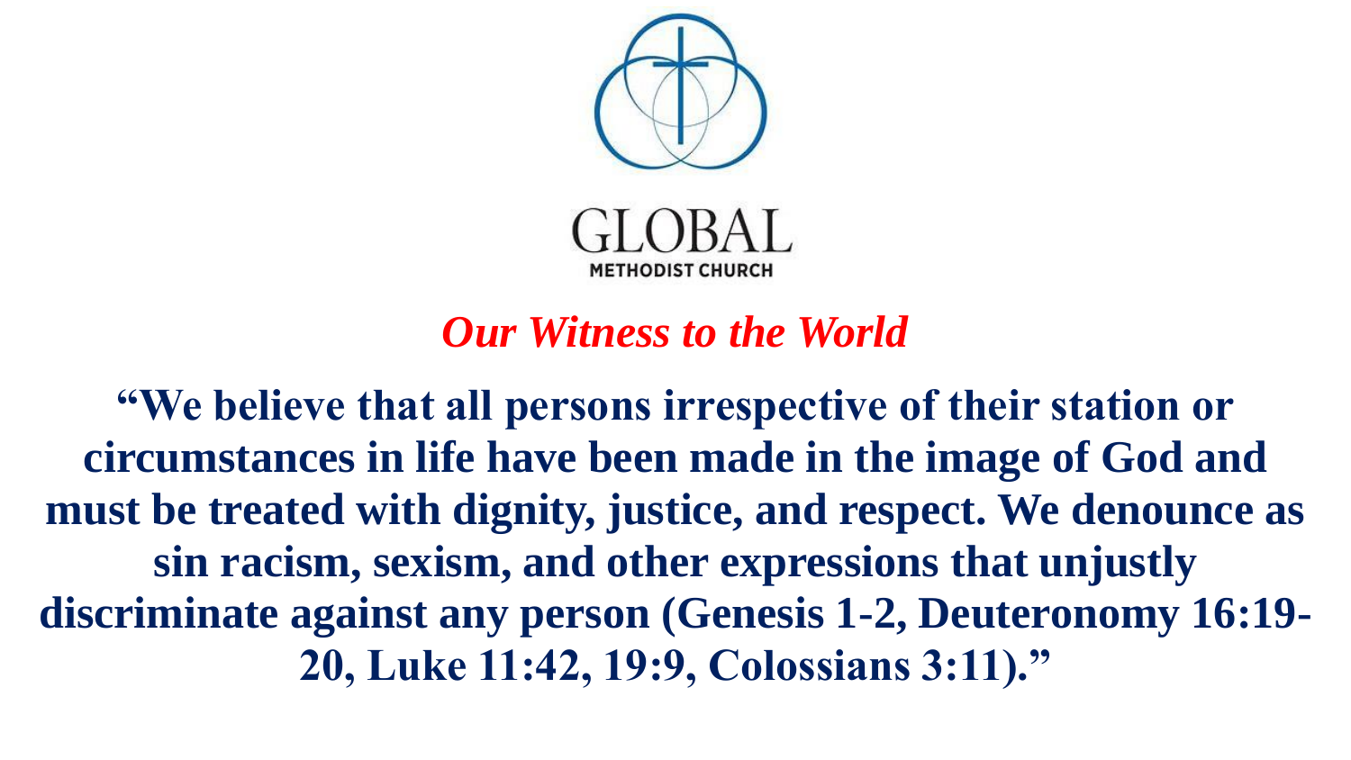GLOBAL

METHODIST CHURCH

## *Our Witness to the World*

**"We believe that all persons irrespective of their station or circumstances in life have been made in the image of God and must be treated with dignity, justice, and respect. We denounce as sin racism, sexism, and other expressions that unjustly discriminate against any person (Genesis 1-2, Deuteronomy 16:19-20, Luke 11:42, 19:9, Colossians 3:11)."**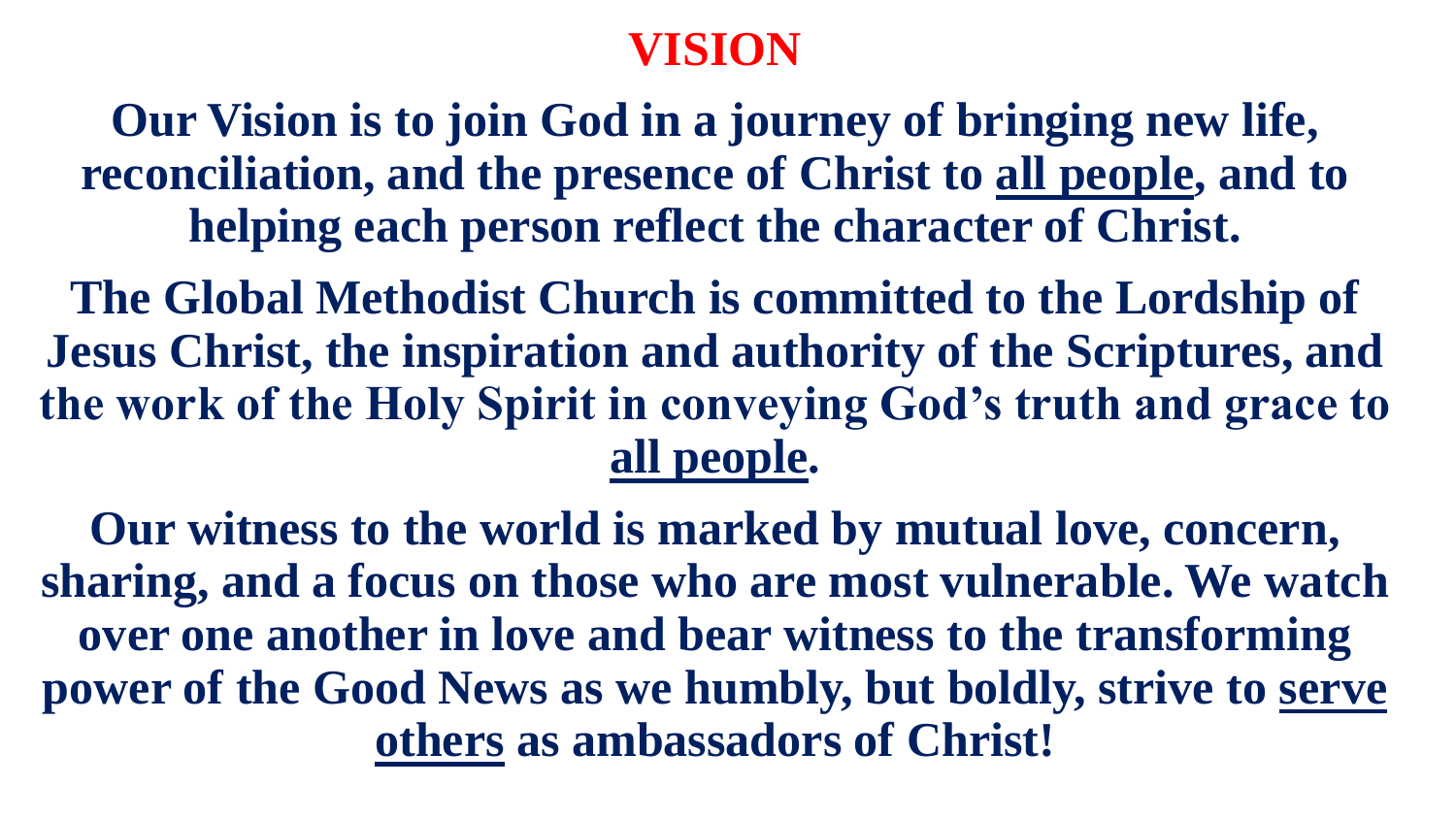# VISION

**Our Vision is to join God in a journey of bringing new life, reconciliation, and the presence of Christ to <u>all people</u>, and to helping each person reflect the character of Christ.**

**The Global Methodist Church is committed to the Lordship of Jesus Christ, the inspiration and authority of the Scriptures, and the work of the Holy Spirit in conveying God's truth and grace to <u>all people</u>.**

**Our witness to the world is marked by mutual love, concern, sharing, and a focus on those who are most vulnerable. We watch over one another in love and bear witness to the transforming power of the Good News as we humbly, but boldly, strive to <u>serve others</u> as ambassadors of Christ!**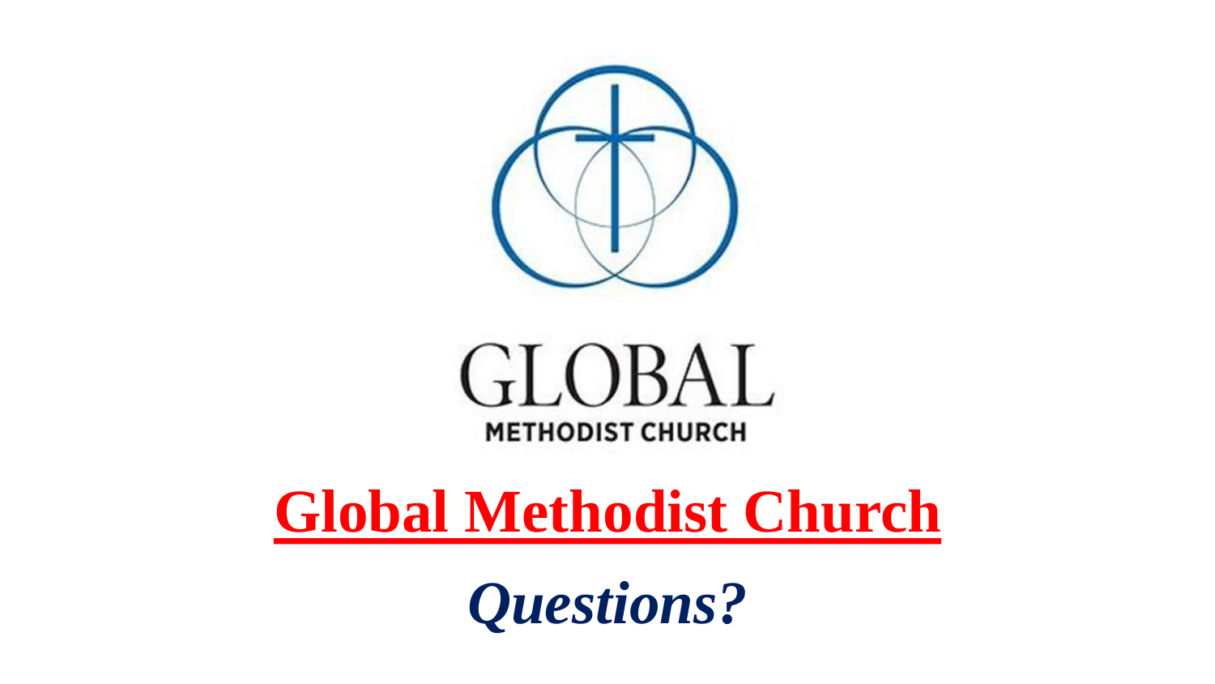GLOBAL

METHODIST CHURCH

# Global Methodist Church

***Questions?***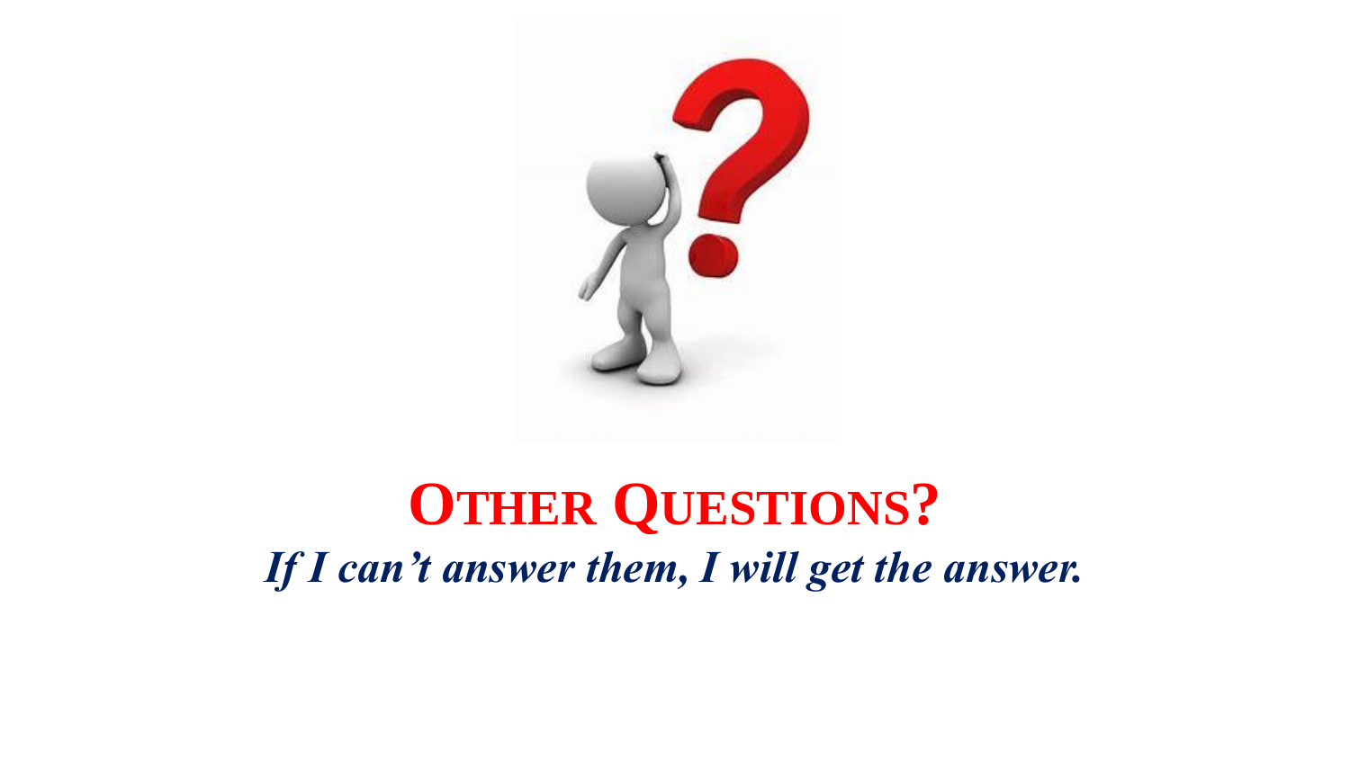# OTHER QUESTIONS?

***If I can't answer them, I will get the answer.***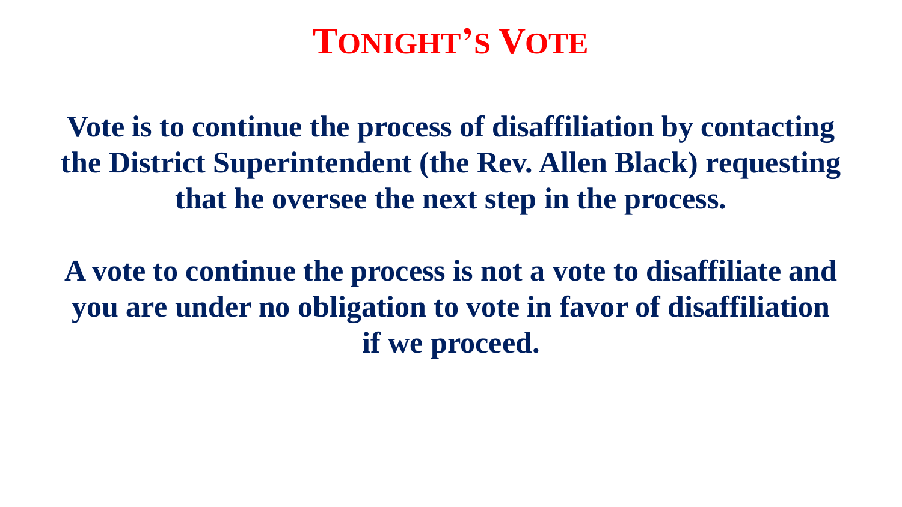# Tonight's Vote

**Vote is to continue the process of disaffiliation by contacting the District Superintendent (the Rev. Allen Black) requesting that he oversee the next step in the process.**

**A vote to continue the process is not a vote to disaffiliate and you are under no obligation to vote in favor of disaffiliation if we proceed.**